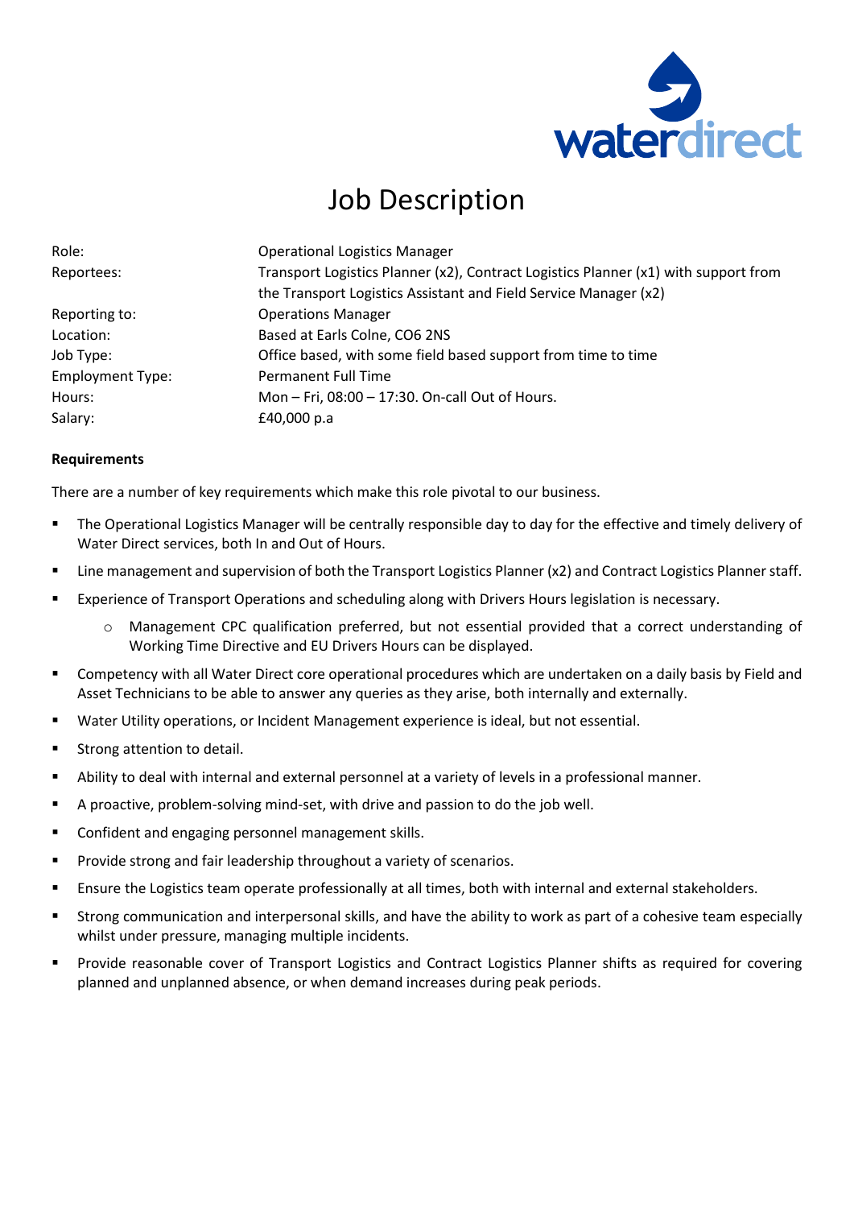# Job Description

| | |
|---|---|
| Role: | Operational Logistics Manager |
| Reportees: | Transport Logistics Planner (x2), Contract Logistics Planner (x1) with support from the Transport Logistics Assistant and Field Service Manager (x2) |
| Reporting to: | Operations Manager |
| Location: | Based at Earls Colne, CO6 2NS |
| Job Type: | Office based, with some field based support from time to time |
| Employment Type: | Permanent Full Time |
| Hours: | Mon – Fri, 08:00 – 17:30. On-call Out of Hours. |
| Salary: | £40,000 p.a |

**Requirements**

There are a number of key requirements which make this role pivotal to our business.

- The Operational Logistics Manager will be centrally responsible day to day for the effective and timely delivery of Water Direct services, both In and Out of Hours.
- Line management and supervision of both the Transport Logistics Planner (x2) and Contract Logistics Planner staff.
- Experience of Transport Operations and scheduling along with Drivers Hours legislation is necessary.
    - Management CPC qualification preferred, but not essential provided that a correct understanding of Working Time Directive and EU Drivers Hours can be displayed.
- Competency with all Water Direct core operational procedures which are undertaken on a daily basis by Field and Asset Technicians to be able to answer any queries as they arise, both internally and externally.
- Water Utility operations, or Incident Management experience is ideal, but not essential.
- Strong attention to detail.
- Ability to deal with internal and external personnel at a variety of levels in a professional manner.
- A proactive, problem-solving mind-set, with drive and passion to do the job well.
- Confident and engaging personnel management skills.
- Provide strong and fair leadership throughout a variety of scenarios.
- Ensure the Logistics team operate professionally at all times, both with internal and external stakeholders.
- Strong communication and interpersonal skills, and have the ability to work as part of a cohesive team especially whilst under pressure, managing multiple incidents.
- Provide reasonable cover of Transport Logistics and Contract Logistics Planner shifts as required for covering planned and unplanned absence, or when demand increases during peak periods.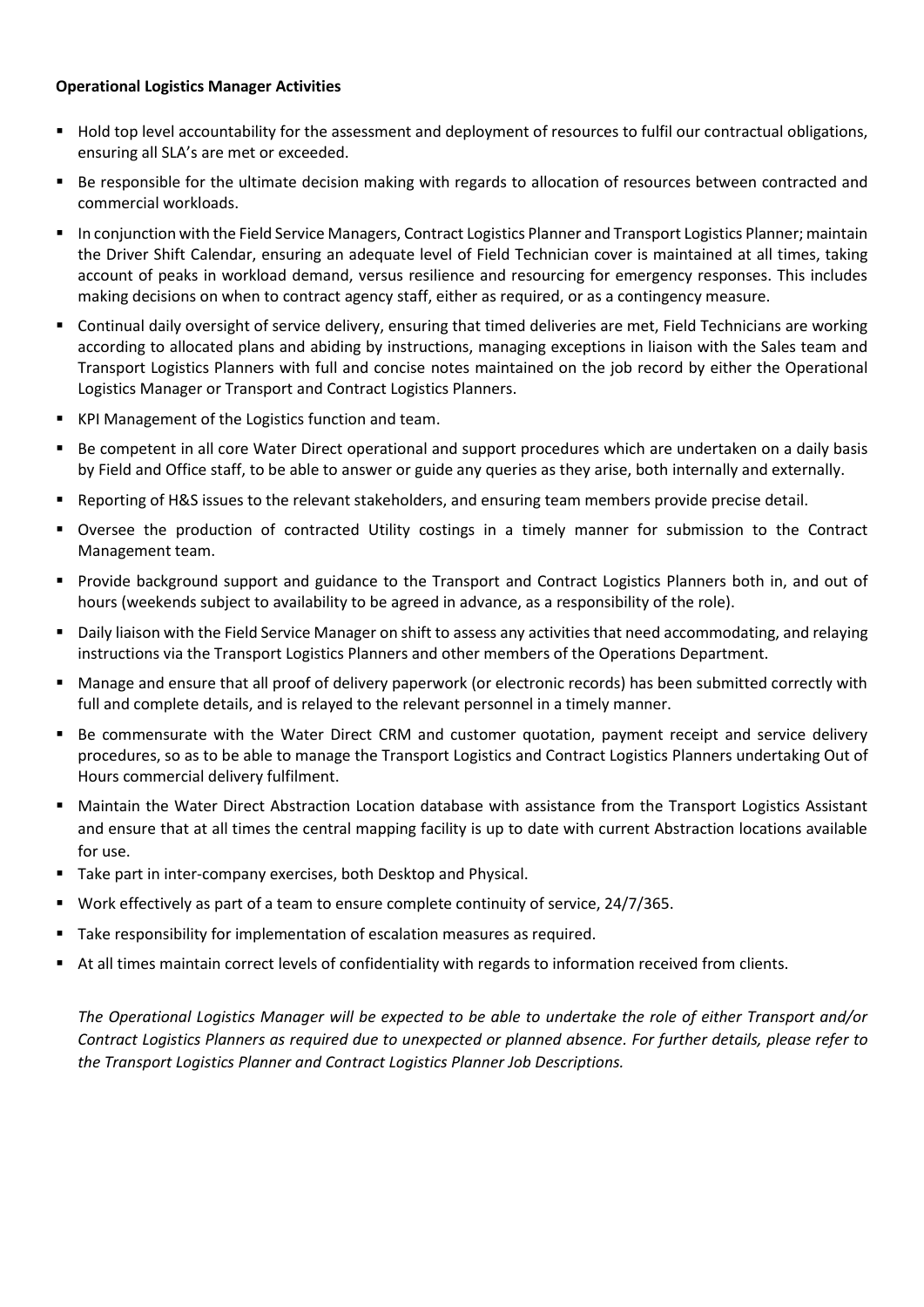**Operational Logistics Manager Activities**

- Hold top level accountability for the assessment and deployment of resources to fulfil our contractual obligations, ensuring all SLA's are met or exceeded.
- Be responsible for the ultimate decision making with regards to allocation of resources between contracted and commercial workloads.
- In conjunction with the Field Service Managers, Contract Logistics Planner and Transport Logistics Planner; maintain the Driver Shift Calendar, ensuring an adequate level of Field Technician cover is maintained at all times, taking account of peaks in workload demand, versus resilience and resourcing for emergency responses. This includes making decisions on when to contract agency staff, either as required, or as a contingency measure.
- Continual daily oversight of service delivery, ensuring that timed deliveries are met, Field Technicians are working according to allocated plans and abiding by instructions, managing exceptions in liaison with the Sales team and Transport Logistics Planners with full and concise notes maintained on the job record by either the Operational Logistics Manager or Transport and Contract Logistics Planners.
- KPI Management of the Logistics function and team.
- Be competent in all core Water Direct operational and support procedures which are undertaken on a daily basis by Field and Office staff, to be able to answer or guide any queries as they arise, both internally and externally.
- Reporting of H&S issues to the relevant stakeholders, and ensuring team members provide precise detail.
- Oversee the production of contracted Utility costings in a timely manner for submission to the Contract Management team.
- Provide background support and guidance to the Transport and Contract Logistics Planners both in, and out of hours (weekends subject to availability to be agreed in advance, as a responsibility of the role).
- Daily liaison with the Field Service Manager on shift to assess any activities that need accommodating, and relaying instructions via the Transport Logistics Planners and other members of the Operations Department.
- Manage and ensure that all proof of delivery paperwork (or electronic records) has been submitted correctly with full and complete details, and is relayed to the relevant personnel in a timely manner.
- Be commensurate with the Water Direct CRM and customer quotation, payment receipt and service delivery procedures, so as to be able to manage the Transport Logistics and Contract Logistics Planners undertaking Out of Hours commercial delivery fulfilment.
- Maintain the Water Direct Abstraction Location database with assistance from the Transport Logistics Assistant and ensure that at all times the central mapping facility is up to date with current Abstraction locations available for use.
- Take part in inter-company exercises, both Desktop and Physical.
- Work effectively as part of a team to ensure complete continuity of service, 24/7/365.
- Take responsibility for implementation of escalation measures as required.
- At all times maintain correct levels of confidentiality with regards to information received from clients.

*The Operational Logistics Manager will be expected to be able to undertake the role of either Transport and/or Contract Logistics Planners as required due to unexpected or planned absence. For further details, please refer to the Transport Logistics Planner and Contract Logistics Planner Job Descriptions.*